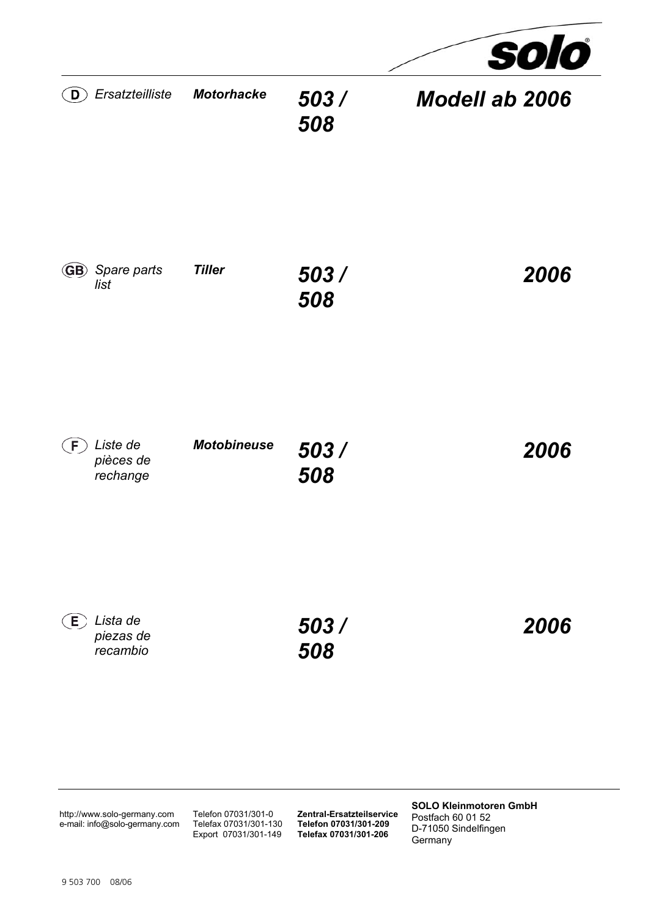**solo**

(D) *Ersatzteilliste* ***Motorhacke*** ***503 / 508*** ***Modell ab 2006***

(GB) *Spare parts list* ***Tiller*** ***503 / 508*** ***2006***

(F) *Liste de pièces de rechange* ***Motobineuse*** ***503 / 508*** ***2006***

(E) *Lista de piezas de recambio* ***503 / 508*** ***2006***

http://www.solo-germany.com
e-mail: info@solo-germany.com

Telefon 07031/301-0
Telefax 07031/301-130
Export 07031/301-149

**Zentral-Ersatzteilservice**
**Telefon 07031/301-209**
**Telefax 07031/301-206**

**SOLO Kleinmotoren GmbH**
Postfach 60 01 52
D-71050 Sindelfingen
Germany

9 503 700 08/06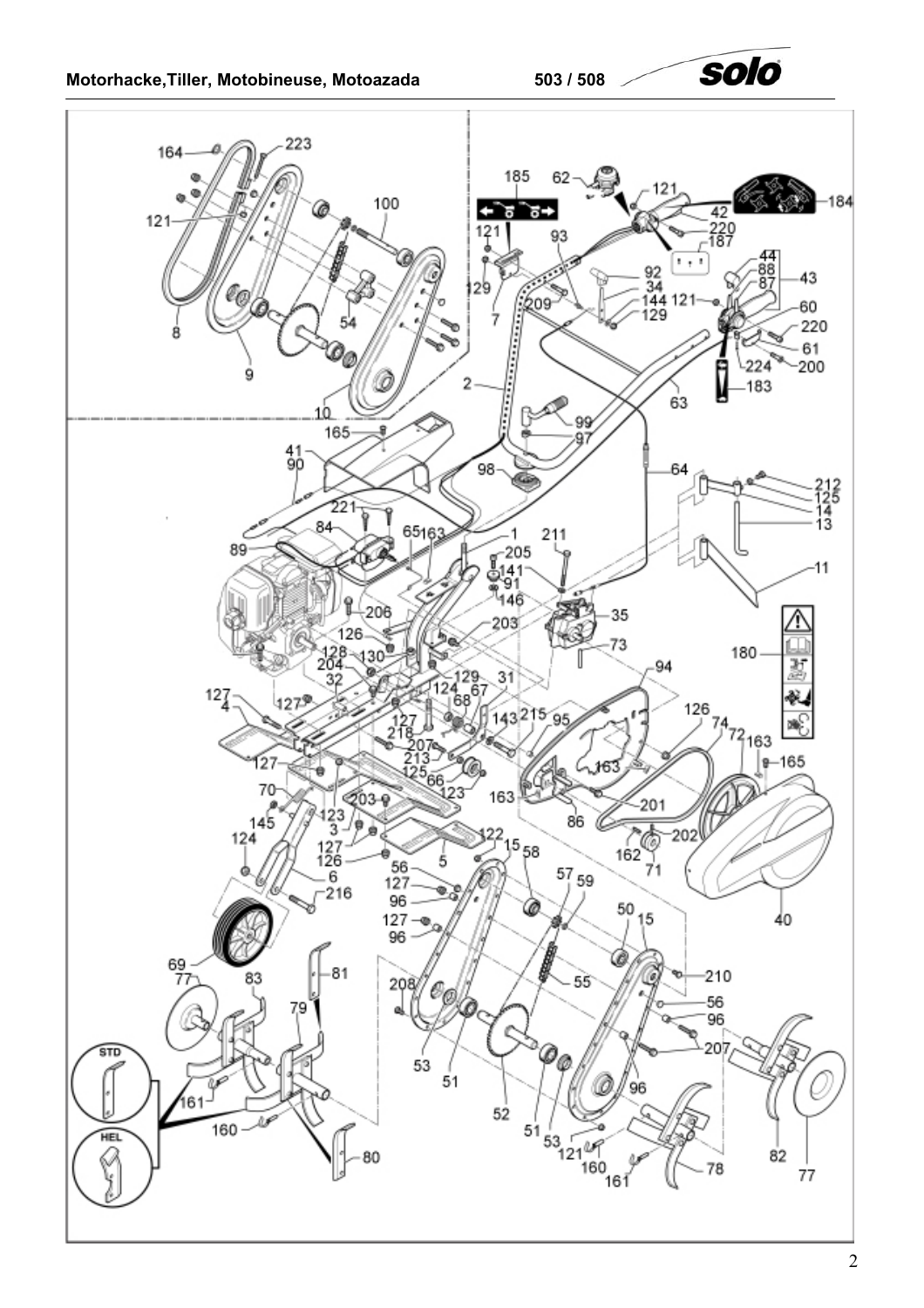**Motorhacke,Tiller, Motobineuse, Motoazada** 503 / 508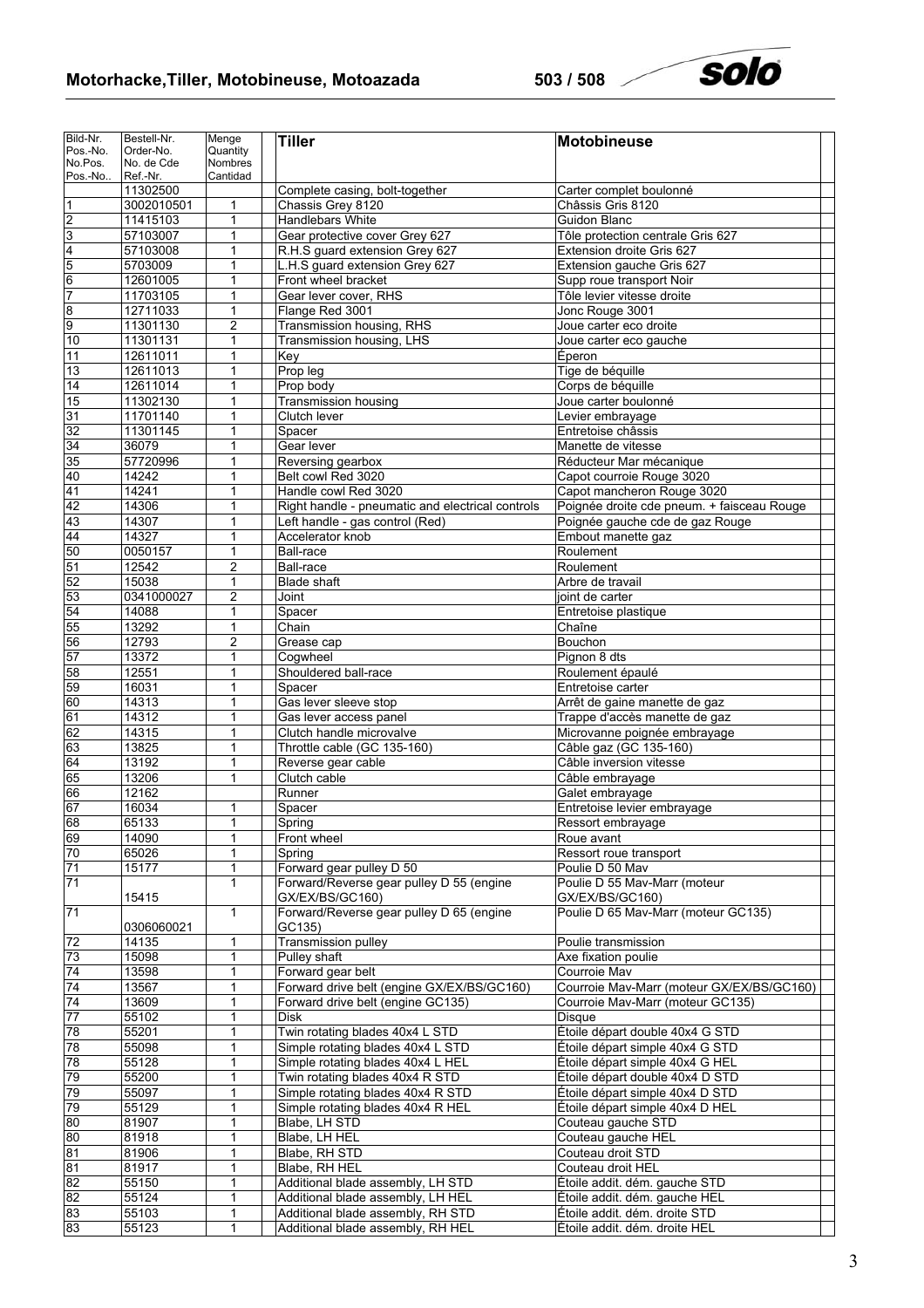# Motorhacke,Tiller, Motobineuse, Motoazada 503 / 508

| Bild-Nr. Pos.-No. No.Pos. Pos.-No.. | Bestell-Nr. Order-No. No. de Cde Ref.-Nr. | Menge Quantity Nombres Cantidad | Tiller | Motobineuse |
|---|---|---|---|---|
| | 11302500 | | Complete casing, bolt-together | Carter complet boulonné |
| 1 | 3002010501 | 1 | Chassis Grey 8120 | Châssis Gris 8120 |
| 2 | 11415103 | 1 | Handlebars White | Guidon Blanc |
| 3 | 57103007 | 1 | Gear protective cover Grey 627 | Tôle protection centrale Gris 627 |
| 4 | 57103008 | 1 | R.H.S guard extension Grey 627 | Extension droite Gris 627 |
| 5 | 5703009 | 1 | L.H.S guard extension Grey 627 | Extension gauche Gris 627 |
| 6 | 12601005 | 1 | Front wheel bracket | Supp roue transport Noir |
| 7 | 11703105 | 1 | Gear lever cover, RHS | Tôle levier vitesse droite |
| 8 | 12711033 | 1 | Flange Red 3001 | Jonc Rouge 3001 |
| 9 | 11301130 | 2 | Transmission housing, RHS | Joue carter eco droite |
| 10 | 11301131 | 1 | Transmission housing, LHS | Joue carter eco gauche |
| 11 | 12611011 | 1 | Key | Éperon |
| 13 | 12611013 | 1 | Prop leg | Tige de béquille |
| 14 | 12611014 | 1 | Prop body | Corps de béquille |
| 15 | 11302130 | 1 | Transmission housing | Joue carter boulonné |
| 31 | 11701140 | 1 | Clutch lever | Levier embrayage |
| 32 | 11301145 | 1 | Spacer | Entretoise châssis |
| 34 | 36079 | 1 | Gear lever | Manette de vitesse |
| 35 | 57720996 | 1 | Reversing gearbox | Réducteur Mar mécanique |
| 40 | 14242 | 1 | Belt cowl Red 3020 | Capot courroie Rouge 3020 |
| 41 | 14241 | 1 | Handle cowl Red 3020 | Capot mancheron Rouge 3020 |
| 42 | 14306 | 1 | Right handle - pneumatic and electrical controls | Poignée droite cde pneum. + faisceau Rouge |
| 43 | 14307 | 1 | Left handle - gas control (Red) | Poignée gauche cde de gaz Rouge |
| 44 | 14327 | 1 | Accelerator knob | Embout manette gaz |
| 50 | 0050157 | 1 | Ball-race | Roulement |
| 51 | 12542 | 2 | Ball-race | Roulement |
| 52 | 15038 | 1 | Blade shaft | Arbre de travail |
| 53 | 0341000027 | 2 | Joint | joint de carter |
| 54 | 14088 | 1 | Spacer | Entretoise plastique |
| 55 | 13292 | 1 | Chain | Chaîne |
| 56 | 12793 | 2 | Grease cap | Bouchon |
| 57 | 13372 | 1 | Cogwheel | Pignon 8 dts |
| 58 | 12551 | 1 | Shouldered ball-race | Roulement épaulé |
| 59 | 16031 | 1 | Spacer | Entretoise carter |
| 60 | 14313 | 1 | Gas lever sleeve stop | Arrêt de gaine manette de gaz |
| 61 | 14312 | 1 | Gas lever access panel | Trappe d'accès manette de gaz |
| 62 | 14315 | 1 | Clutch handle microvalve | Microvanne poignée embrayage |
| 63 | 13825 | 1 | Throttle cable (GC 135-160) | Câble gaz (GC 135-160) |
| 64 | 13192 | 1 | Reverse gear cable | Câble inversion vitesse |
| 65 | 13206 | 1 | Clutch cable | Câble embrayage |
| 66 | 12162 | | Runner | Galet embrayage |
| 67 | 16034 | 1 | Spacer | Entretoise levier embrayage |
| 68 | 65133 | 1 | Spring | Ressort embrayage |
| 69 | 14090 | 1 | Front wheel | Roue avant |
| 70 | 65026 | 1 | Spring | Ressort roue transport |
| 71 | 15177 | 1 | Forward gear pulley D 50 | Poulie D 50 Mav |
| 71 | 15415 | 1 | Forward/Reverse gear pulley D 55 (engine GX/EX/BS/GC160) | Poulie D 55 Mav-Marr (moteur GX/EX/BS/GC160) |
| 71 | 0306060021 | 1 | Forward/Reverse gear pulley D 65 (engine GC135) | Poulie D 65 Mav-Marr (moteur GC135) |
| 72 | 14135 | 1 | Transmission pulley | Poulie transmission |
| 73 | 15098 | 1 | Pulley shaft | Axe fixation poulie |
| 74 | 13598 | 1 | Forward gear belt | Courroie Mav |
| 74 | 13567 | 1 | Forward drive belt (engine GX/EX/BS/GC160) | Courroie Mav-Marr (moteur GX/EX/BS/GC160) |
| 74 | 13609 | 1 | Forward drive belt (engine GC135) | Courroie Mav-Marr (moteur GC135) |
| 77 | 55102 | 1 | Disk | Disque |
| 78 | 55201 | 1 | Twin rotating blades 40x4 L STD | Étoile départ double 40x4 G STD |
| 78 | 55098 | 1 | Simple rotating blades 40x4 L STD | Étoile départ simple 40x4 G STD |
| 78 | 55128 | 1 | Simple rotating blades 40x4 L HEL | Étoile départ simple 40x4 G HEL |
| 79 | 55200 | 1 | Twin rotating blades 40x4 R STD | Étoile départ double 40x4 D STD |
| 79 | 55097 | 1 | Simple rotating blades 40x4 R STD | Étoile départ simple 40x4 D STD |
| 79 | 55129 | 1 | Simple rotating blades 40x4 R HEL | Étoile départ simple 40x4 D HEL |
| 80 | 81907 | 1 | Blabe, LH STD | Couteau gauche STD |
| 80 | 81918 | 1 | Blabe, LH HEL | Couteau gauche HEL |
| 81 | 81906 | 1 | Blabe, RH STD | Couteau droit STD |
| 81 | 81917 | 1 | Blabe, RH HEL | Couteau droit HEL |
| 82 | 55150 | 1 | Additional blade assembly, LH STD | Étoile addit. dém. gauche STD |
| 82 | 55124 | 1 | Additional blade assembly, LH HEL | Étoile addit. dém. gauche HEL |
| 83 | 55103 | 1 | Additional blade assembly, RH STD | Étoile addit. dém. droite STD |
| 83 | 55123 | 1 | Additional blade assembly, RH HEL | Étoile addit. dém. droite HEL |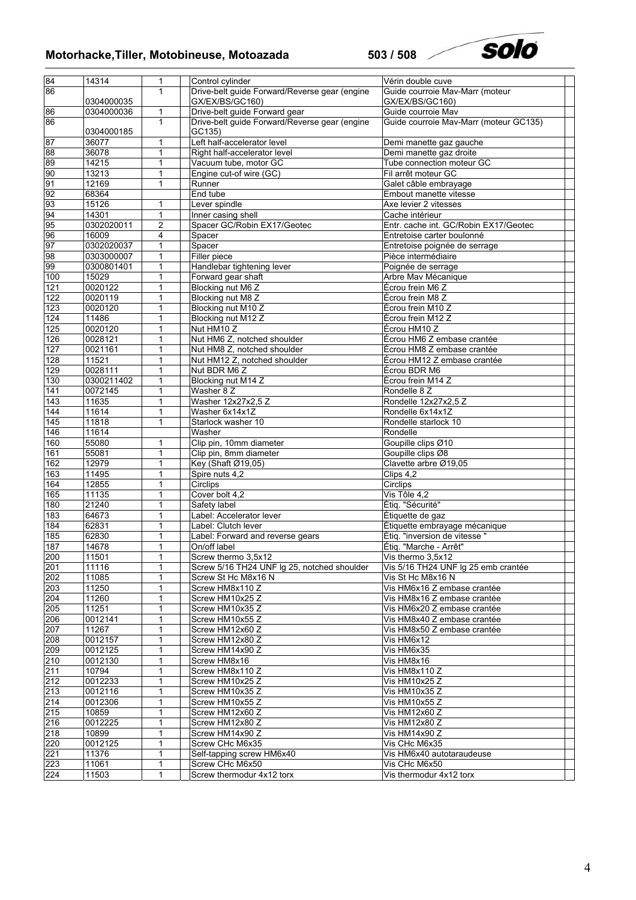| 84 | 14314 | 1 | | Control cylinder | Vérin double cuve | |
|---|---|---|---|---|---|---|
| 86 | 0304000035 | 1 | | Drive-belt guide Forward/Reverse gear (engine GX/EX/BS/GC160) | Guide courroie Mav-Marr (moteur GX/EX/BS/GC160) | |
| 86 | 0304000036 | 1 | | Drive-belt guide Forward gear | Guide courroie Mav | |
| 86 | 0304000185 | 1 | | Drive-belt guide Forward/Reverse gear (engine GC135) | Guide courroie Mav-Marr (moteur GC135) | |
| 87 | 36077 | 1 | | Left half-accelerator level | Demi manette gaz gauche | |
| 88 | 36078 | 1 | | Right half-accelerator level | Demi manette gaz droite | |
| 89 | 14215 | 1 | | Vacuum tube, motor GC | Tube connection moteur GC | |
| 90 | 13213 | 1 | | Engine cut-of wire (GC) | Fil arrêt moteur GC | |
| 91 | 12169 | 1 | | Runner | Galet câble embrayage | |
| 92 | 68364 | | | End tube | Embout manette vitesse | |
| 93 | 15126 | 1 | | Lever spindle | Axe levier 2 vitesses | |
| 94 | 14301 | 1 | | Inner casing shell | Cache intérieur | |
| 95 | 0302020011 | 2 | | Spacer GC/Robin EX17/Geotec | Entr. cache int. GC/Robin EX17/Geotec | |
| 96 | 16009 | 4 | | Spacer | Entretoise carter boulonné | |
| 97 | 0302020037 | 1 | | Spacer | Entretoise poignée de serrage | |
| 98 | 0303000007 | 1 | | Filler piece | Pièce intermédiaire | |
| 99 | 0300801401 | 1 | | Handlebar tightening lever | Poignée de serrage | |
| 100 | 15029 | 1 | | Forward gear shaft | Arbre Mav Mécanique | |
| 121 | 0020122 | 1 | | Blocking nut M6 Z | Écrou frein M6 Z | |
| 122 | 0020119 | 1 | | Blocking nut M8 Z | Écrou frein M8 Z | |
| 123 | 0020120 | 1 | | Blocking nut M10 Z | Écrou frein M10 Z | |
| 124 | 11486 | 1 | | Blocking nut M12 Z | Écrou frein M12 Z | |
| 125 | 0020120 | 1 | | Nut HM10 Z | Écrou HM10 Z | |
| 126 | 0028121 | 1 | | Nut HM6 Z, notched shoulder | Écrou HM6 Z embase crantée | |
| 127 | 0021161 | 1 | | Nut HM8 Z, notched shoulder | Écrou HM8 Z embase crantée | |
| 128 | 11521 | 1 | | Nut HM12 Z, notched shoulder | Écrou HM12 Z embase crantée | |
| 129 | 0028111 | 1 | | Nut BDR M6 Z | Écrou BDR M6 | |
| 130 | 0300211402 | 1 | | Blocking nut M14 Z | Écrou frein M14 Z | |
| 141 | 0072145 | 1 | | Washer 8 Z | Rondelle 8 Z | |
| 143 | 11635 | 1 | | Washer 12x27x2,5 Z | Rondelle 12x27x2,5 Z | |
| 144 | 11614 | 1 | | Washer 6x14x1Z | Rondelle 6x14x1Z | |
| 145 | 11818 | 1 | | Starlock washer 10 | Rondelle starlock 10 | |
| 146 | 11614 | | | Washer | Rondelle | |
| 160 | 55080 | 1 | | Clip pin, 10mm diameter | Goupille clips Ø10 | |
| 161 | 55081 | 1 | | Clip pin, 8mm diameter | Goupille clips Ø8 | |
| 162 | 12979 | 1 | | Key (Shaft Ø19,05) | Clavette arbre Ø19,05 | |
| 163 | 11495 | 1 | | Spire nuts 4,2 | Clips 4,2 | |
| 164 | 12855 | 1 | | Circlips | Circlips | |
| 165 | 11135 | 1 | | Cover bolt 4,2 | Vis Tôle 4,2 | |
| 180 | 21240 | 1 | | Safety label | Étiq. "Sécurité" | |
| 183 | 64673 | 1 | | Label: Accelerator lever | Étiquette de gaz | |
| 184 | 62831 | 1 | | Label: Clutch lever | Étiquette embrayage mécanique | |
| 185 | 62830 | 1 | | Label: Forward and reverse gears | Étiq. "inversion de vitesse " | |
| 187 | 14678 | 1 | | On/off label | Étiq. "Marche - Arrêt" | |
| 200 | 11501 | 1 | | Screw thermo 3,5x12 | Vis thermo 3,5x12 | |
| 201 | 11116 | 1 | | Screw 5/16 TH24 UNF lg 25, notched shoulder | Vis 5/16 TH24 UNF lg 25 emb crantée | |
| 202 | 11085 | 1 | | Screw St Hc M8x16 N | Vis St Hc M8x16 N | |
| 203 | 11250 | 1 | | Screw HM8x110 Z | Vis HM6x16 Z embase crantée | |
| 204 | 11260 | 1 | | Screw HM10x25 Z | Vis HM8x16 Z embase crantée | |
| 205 | 11251 | 1 | | Screw HM10x35 Z | Vis HM6x20 Z embase crantée | |
| 206 | 0012141 | 1 | | Screw HM10x55 Z | Vis HM8x40 Z embase crantée | |
| 207 | 11267 | 1 | | Screw HM12x60 Z | Vis HM8x50 Z embase crantée | |
| 208 | 0012157 | 1 | | Screw HM12x80 Z | Vis HM6x12 | |
| 209 | 0012125 | 1 | | Screw HM14x90 Z | Vis HM6x35 | |
| 210 | 0012130 | 1 | | Screw HM8x16 | Vis HM8x16 | |
| 211 | 10794 | 1 | | Screw HM8x110 Z | Vis HM8x110 Z | |
| 212 | 0012233 | 1 | | Screw HM10x25 Z | Vis HM10x25 Z | |
| 213 | 0012116 | 1 | | Screw HM10x35 Z | Vis HM10x35 Z | |
| 214 | 0012306 | 1 | | Screw HM10x55 Z | Vis HM10x55 Z | |
| 215 | 10859 | 1 | | Screw HM12x60 Z | Vis HM12x60 Z | |
| 216 | 0012225 | 1 | | Screw HM12x80 Z | Vis HM12x80 Z | |
| 218 | 10899 | 1 | | Screw HM14x90 Z | Vis HM14x90 Z | |
| 220 | 0012125 | 1 | | Screw CHc M6x35 | Vis CHc M6x35 | |
| 221 | 11376 | 1 | | Self-tapping screw HM6x40 | Vis HM6x40 autotaraudeuse | |
| 223 | 11061 | 1 | | Screw CHc M6x50 | Vis CHc M6x50 | |
| 224 | 11503 | 1 | | Screw thermodur 4x12 torx | Vis thermodur 4x12 torx | |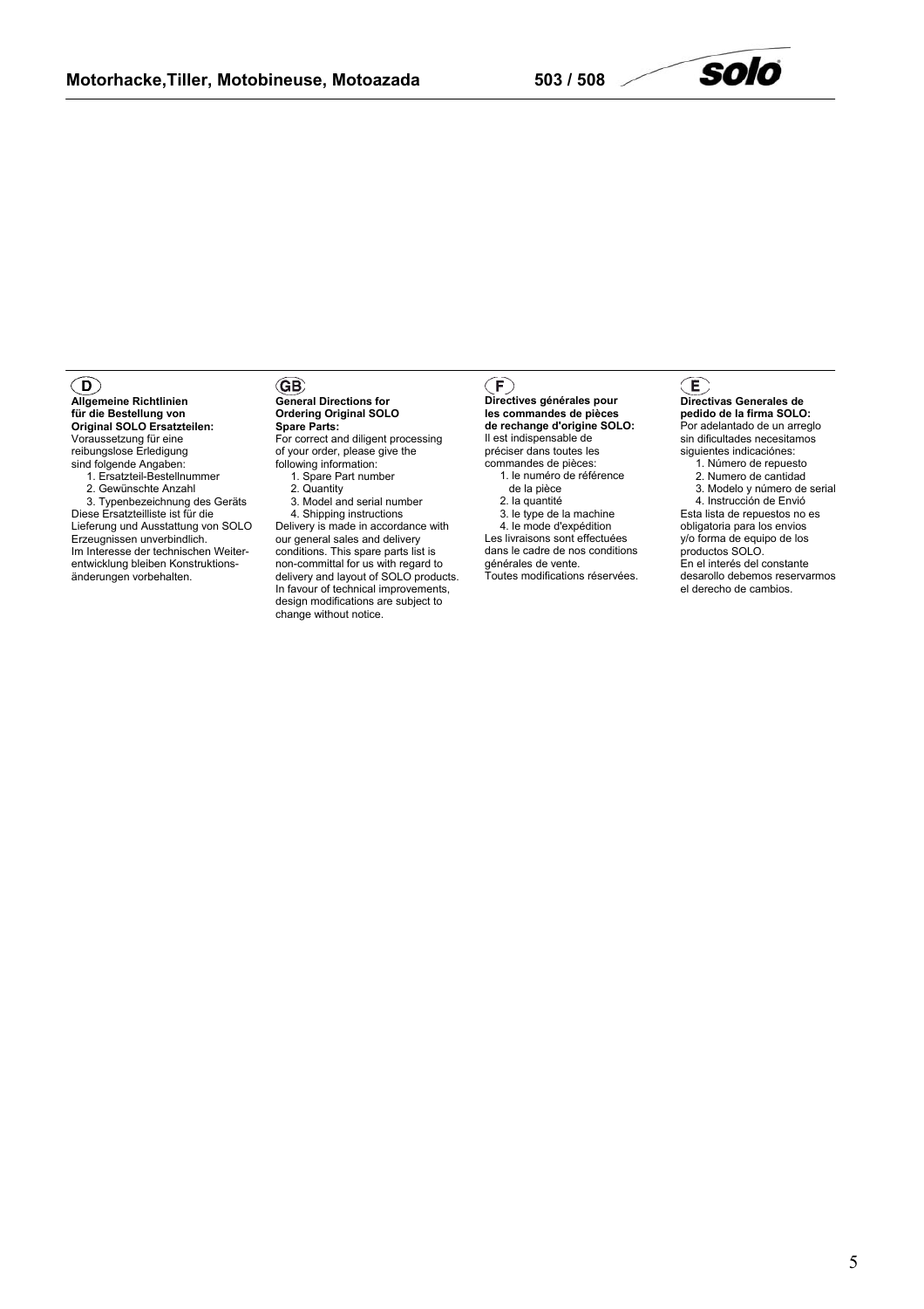**D**

**Allgemeine Richtlinien für die Bestellung von Original SOLO Ersatzteilen:**

Voraussetzung für eine reibungslose Erledigung sind folgende Angaben:

1. Ersatzteil-Bestellnummer
2. Gewünschte Anzahl
3. Typenbezeichnung des Geräts

Diese Ersatzteilliste ist für die Lieferung und Ausstattung von SOLO Erzeugnissen unverbindlich.
Im Interesse der technischen Weiterentwicklung bleiben Konstruktionsänderungen vorbehalten.

**GB**

**General Directions for Ordering Original SOLO Spare Parts:**

For correct and diligent processing of your order, please give the following information:

1. Spare Part number
2. Quantity
3. Model and serial number
4. Shipping instructions

Delivery is made in accordance with our general sales and delivery conditions. This spare parts list is non-committal for us with regard to delivery and layout of SOLO products. In favour of technical improvements, design modifications are subject to change without notice.

**F**

**Directives générales pour les commandes de pièces de rechange d'origine SOLO:**

Il est indispensable de préciser dans toutes les commandes de pièces:

1. le numéro de référence de la pièce
2. la quantité
3. le type de la machine
4. le mode d'expédition

Les livraisons sont effectuées dans le cadre de nos conditions générales de vente.
Toutes modifications réservées.

**E**

**Directivas Generales de pedido de la firma SOLO:**

Por adelantado de un arreglo sin dificultades necesitamos siguientes indicaciónes:

1. Número de repuesto
2. Numero de cantidad
3. Modelo y número de serial
4. Instrucción de Envió

Esta lista de repuestos no es obligatoria para los envios y/o forma de equipo de los productos SOLO.
En el interés del constante desarollo debemos reservarmos el derecho de cambios.